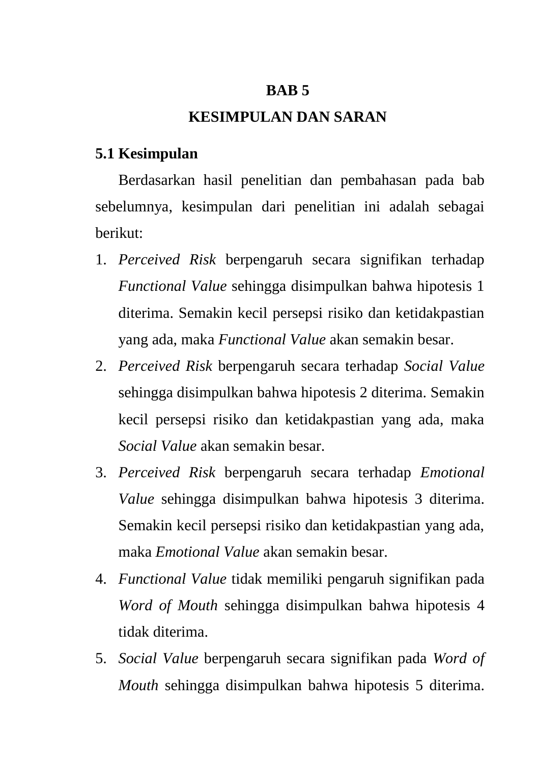# BAB 5
# KESIMPULAN DAN SARAN

## 5.1 Kesimpulan

Berdasarkan hasil penelitian dan pembahasan pada bab sebelumnya, kesimpulan dari penelitian ini adalah sebagai berikut:

1. *Perceived Risk* berpengaruh secara signifikan terhadap *Functional Value* sehingga disimpulkan bahwa hipotesis 1 diterima. Semakin kecil persepsi risiko dan ketidakpastian yang ada, maka *Functional Value* akan semakin besar.
2. *Perceived Risk* berpengaruh secara terhadap *Social Value* sehingga disimpulkan bahwa hipotesis 2 diterima. Semakin kecil persepsi risiko dan ketidakpastian yang ada, maka *Social Value* akan semakin besar.
3. *Perceived Risk* berpengaruh secara terhadap *Emotional Value* sehingga disimpulkan bahwa hipotesis 3 diterima. Semakin kecil persepsi risiko dan ketidakpastian yang ada, maka *Emotional Value* akan semakin besar.
4. *Functional Value* tidak memiliki pengaruh signifikan pada *Word of Mouth* sehingga disimpulkan bahwa hipotesis 4 tidak diterima.
5. *Social Value* berpengaruh secara signifikan pada *Word of Mouth* sehingga disimpulkan bahwa hipotesis 5 diterima.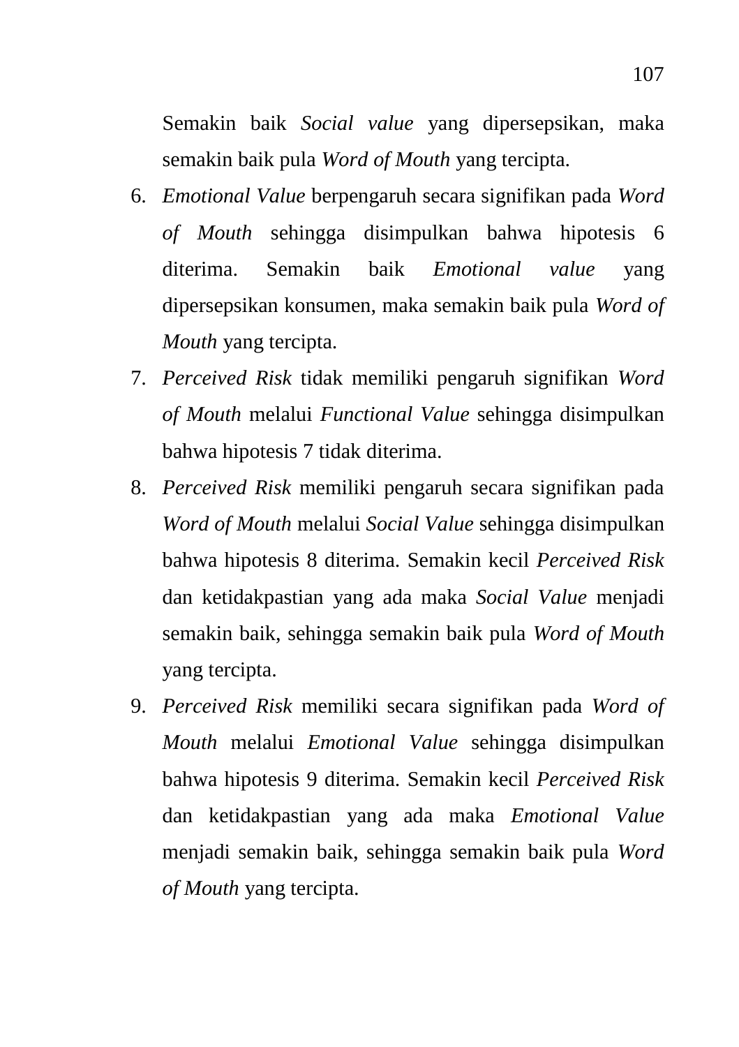Semakin baik *Social value* yang dipersepsikan, maka semakin baik pula *Word of Mouth* yang tercipta.

6. *Emotional Value* berpengaruh secara signifikan pada *Word of Mouth* sehingga disimpulkan bahwa hipotesis 6 diterima. Semakin baik *Emotional value* yang dipersepsikan konsumen, maka semakin baik pula *Word of Mouth* yang tercipta.
7. *Perceived Risk* tidak memiliki pengaruh signifikan *Word of Mouth* melalui *Functional Value* sehingga disimpulkan bahwa hipotesis 7 tidak diterima.
8. *Perceived Risk* memiliki pengaruh secara signifikan pada *Word of Mouth* melalui *Social Value* sehingga disimpulkan bahwa hipotesis 8 diterima. Semakin kecil *Perceived Risk* dan ketidakpastian yang ada maka *Social Value* menjadi semakin baik, sehingga semakin baik pula *Word of Mouth* yang tercipta.
9. *Perceived Risk* memiliki secara signifikan pada *Word of Mouth* melalui *Emotional Value* sehingga disimpulkan bahwa hipotesis 9 diterima. Semakin kecil *Perceived Risk* dan ketidakpastian yang ada maka *Emotional Value* menjadi semakin baik, sehingga semakin baik pula *Word of Mouth* yang tercipta.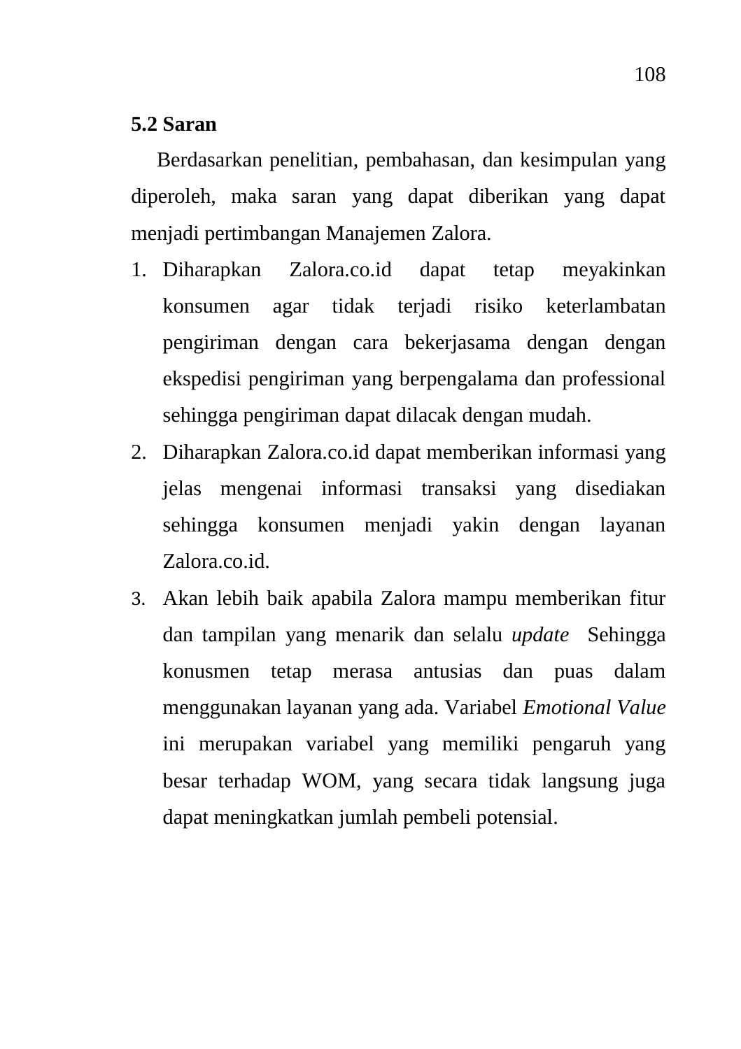## 5.2 Saran

Berdasarkan penelitian, pembahasan, dan kesimpulan yang diperoleh, maka saran yang dapat diberikan yang dapat menjadi pertimbangan Manajemen Zalora.

1. Diharapkan Zalora.co.id dapat tetap meyakinkan konsumen agar tidak terjadi risiko keterlambatan pengiriman dengan cara bekerjasama dengan dengan ekspedisi pengiriman yang berpengalama dan professional sehingga pengiriman dapat dilacak dengan mudah.
2. Diharapkan Zalora.co.id dapat memberikan informasi yang jelas mengenai informasi transaksi yang disediakan sehingga konsumen menjadi yakin dengan layanan Zalora.co.id.
3. Akan lebih baik apabila Zalora mampu memberikan fitur dan tampilan yang menarik dan selalu *update* Sehingga konusmen tetap merasa antusias dan puas dalam menggunakan layanan yang ada. Variabel *Emotional Value* ini merupakan variabel yang memiliki pengaruh yang besar terhadap WOM, yang secara tidak langsung juga dapat meningkatkan jumlah pembeli potensial.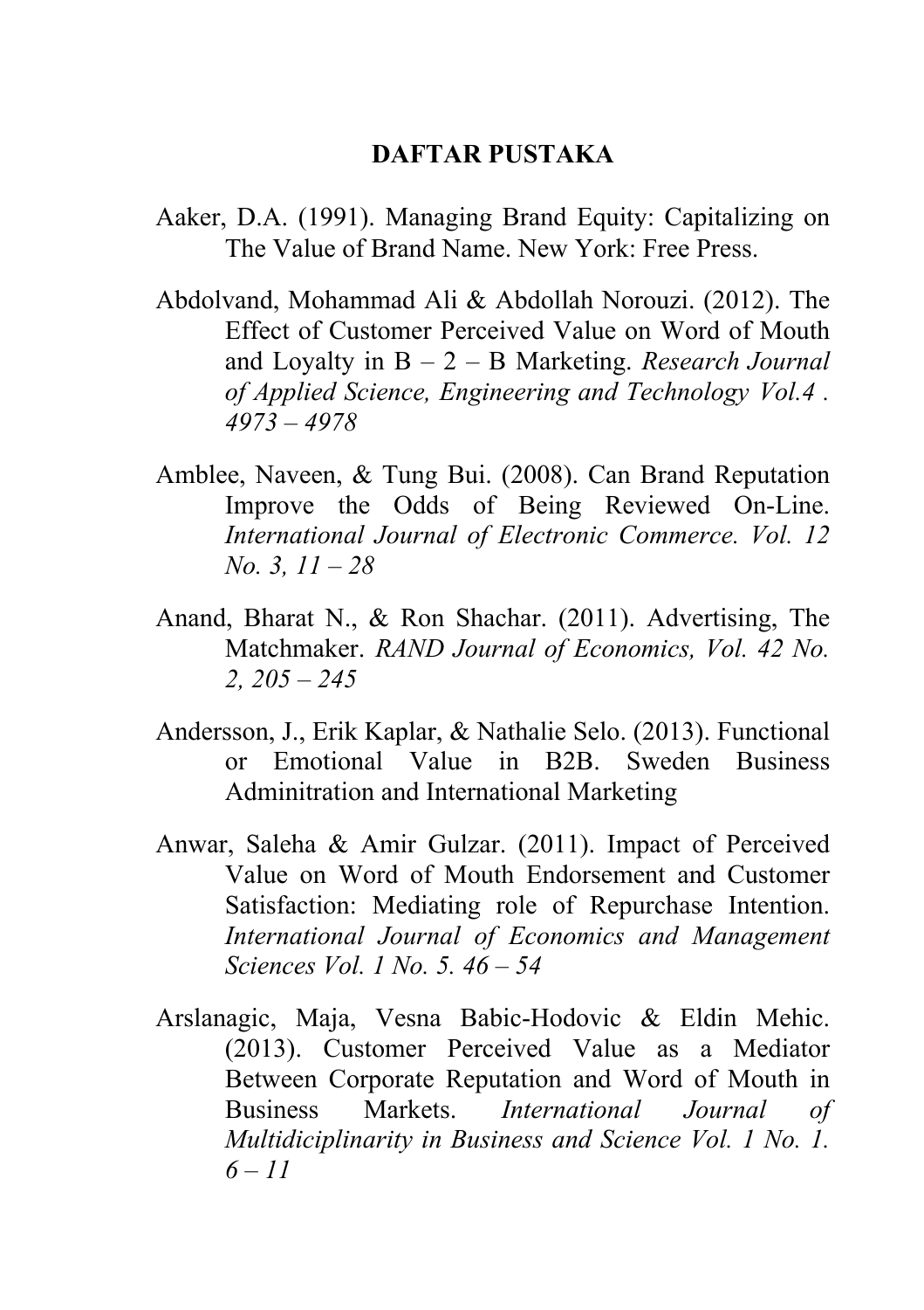# DAFTAR PUSTAKA

Aaker, D.A. (1991). Managing Brand Equity: Capitalizing on The Value of Brand Name. New York: Free Press.

Abdolvand, Mohammad Ali & Abdollah Norouzi. (2012). The Effect of Customer Perceived Value on Word of Mouth and Loyalty in B – 2 – B Marketing. *Research Journal of Applied Science, Engineering and Technology Vol.4 . 4973 – 4978*

Amblee, Naveen, & Tung Bui. (2008). Can Brand Reputation Improve the Odds of Being Reviewed On-Line. *International Journal of Electronic Commerce. Vol. 12 No. 3, 11 – 28*

Anand, Bharat N., & Ron Shachar. (2011). Advertising, The Matchmaker. *RAND Journal of Economics, Vol. 42 No. 2, 205 – 245*

Andersson, J., Erik Kaplar, & Nathalie Selo. (2013). Functional or Emotional Value in B2B. Sweden Business Adminitration and International Marketing

Anwar, Saleha & Amir Gulzar. (2011). Impact of Perceived Value on Word of Mouth Endorsement and Customer Satisfaction: Mediating role of Repurchase Intention. *International Journal of Economics and Management Sciences Vol. 1 No. 5. 46 – 54*

Arslanagic, Maja, Vesna Babic-Hodovic & Eldin Mehic. (2013). Customer Perceived Value as a Mediator Between Corporate Reputation and Word of Mouth in Business Markets. *International Journal of Multidiciplinarity in Business and Science Vol. 1 No. 1. 6 – 11*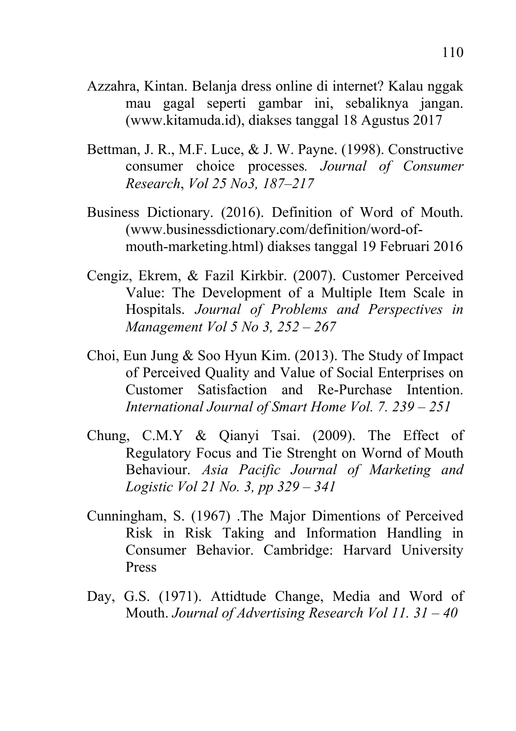Azzahra, Kintan. Belanja dress online di internet? Kalau nggak mau gagal seperti gambar ini, sebaliknya jangan. (www.kitamuda.id), diakses tanggal 18 Agustus 2017

Bettman, J. R., M.F. Luce, & J. W. Payne. (1998). Constructive consumer choice processes. *Journal of Consumer Research*, *Vol 25 No3, 187–217*

Business Dictionary. (2016). Definition of Word of Mouth. (www.businessdictionary.com/definition/word-of-mouth-marketing.html) diakses tanggal 19 Februari 2016

Cengiz, Ekrem, & Fazil Kirkbir. (2007). Customer Perceived Value: The Development of a Multiple Item Scale in Hospitals. *Journal of Problems and Perspectives in Management Vol 5 No 3, 252 – 267*

Choi, Eun Jung & Soo Hyun Kim. (2013). The Study of Impact of Perceived Quality and Value of Social Enterprises on Customer Satisfaction and Re-Purchase Intention. *International Journal of Smart Home Vol. 7. 239 – 251*

Chung, C.M.Y & Qianyi Tsai. (2009). The Effect of Regulatory Focus and Tie Strenght on Wornd of Mouth Behaviour. *Asia Pacific Journal of Marketing and Logistic Vol 21 No. 3, pp 329 – 341*

Cunningham, S. (1967) .The Major Dimentions of Perceived Risk in Risk Taking and Information Handling in Consumer Behavior. Cambridge: Harvard University Press

Day, G.S. (1971). Attidtude Change, Media and Word of Mouth. *Journal of Advertising Research Vol 11. 31 – 40*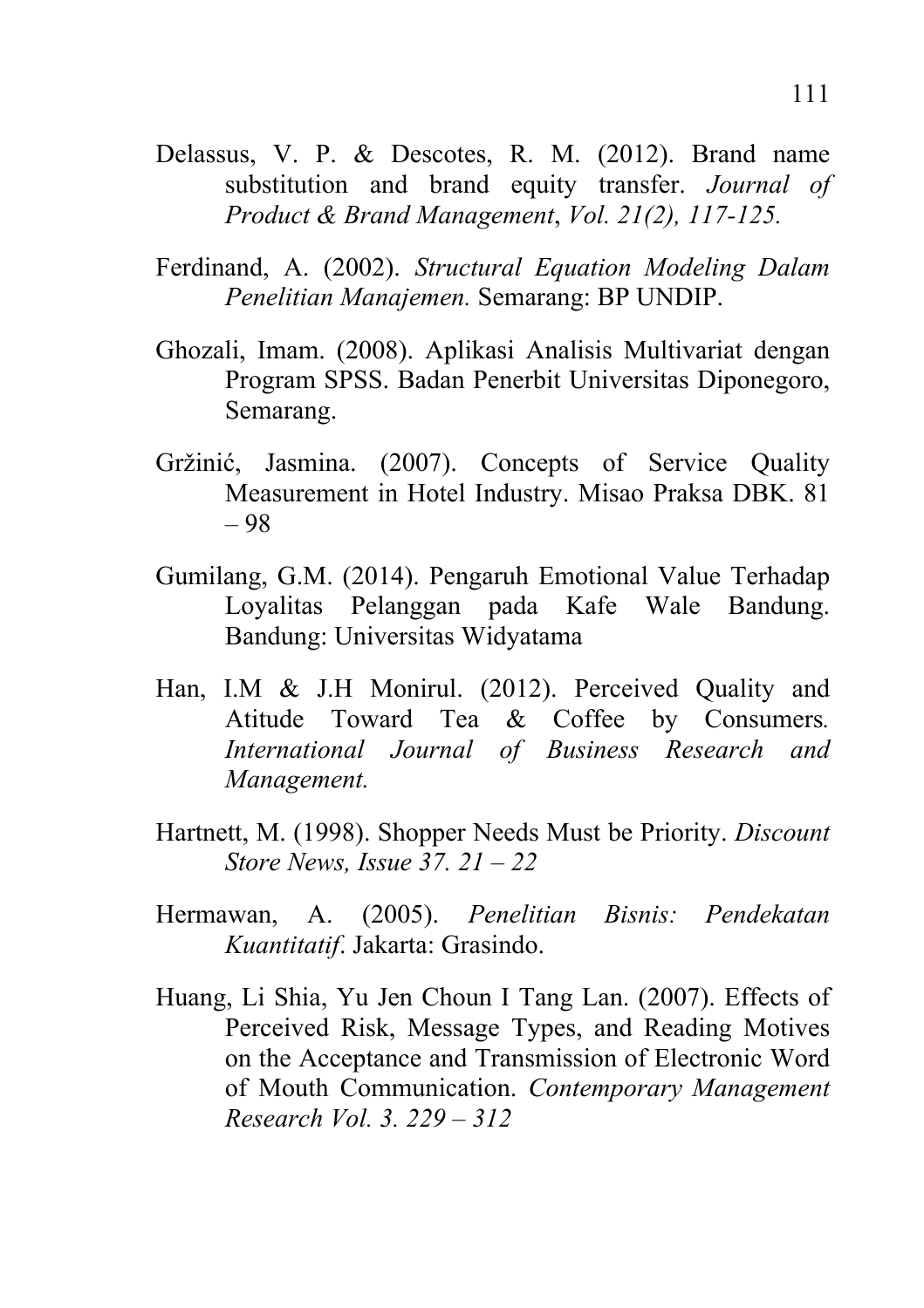Delassus, V. P. & Descotes, R. M. (2012). Brand name substitution and brand equity transfer. *Journal of Product & Brand Management*, *Vol. 21(2), 117-125.*

Ferdinand, A. (2002). *Structural Equation Modeling Dalam Penelitian Manajemen.* Semarang: BP UNDIP.

Ghozali, Imam. (2008). Aplikasi Analisis Multivariat dengan Program SPSS. Badan Penerbit Universitas Diponegoro, Semarang.

Gržinić, Jasmina. (2007). Concepts of Service Quality Measurement in Hotel Industry. Misao Praksa DBK. 81 – 98

Gumilang, G.M. (2014). Pengaruh Emotional Value Terhadap Loyalitas Pelanggan pada Kafe Wale Bandung. Bandung: Universitas Widyatama

Han, I.M & J.H Monirul. (2012). Perceived Quality and Atitude Toward Tea & Coffee by Consumers*. International Journal of Business Research and Management.*

Hartnett, M. (1998). Shopper Needs Must be Priority. *Discount Store News, Issue 37. 21 – 22*

Hermawan, A. (2005). *Penelitian Bisnis: Pendekatan Kuantitatif*. Jakarta: Grasindo.

Huang, Li Shia, Yu Jen Choun I Tang Lan. (2007). Effects of Perceived Risk, Message Types, and Reading Motives on the Acceptance and Transmission of Electronic Word of Mouth Communication. *Contemporary Management Research Vol. 3. 229 – 312*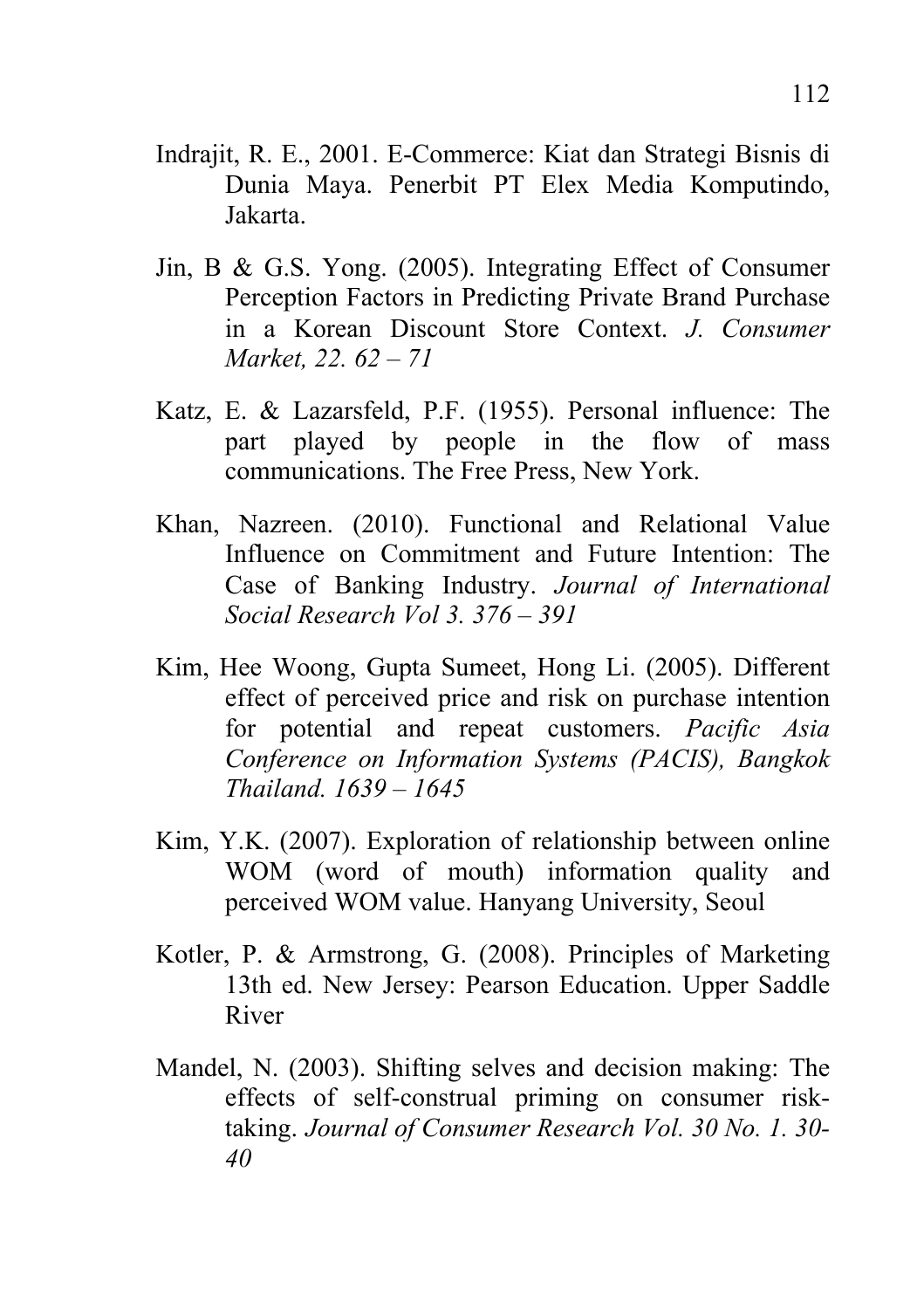Indrajit, R. E., 2001. E-Commerce: Kiat dan Strategi Bisnis di Dunia Maya. Penerbit PT Elex Media Komputindo, Jakarta.

Jin, B & G.S. Yong. (2005). Integrating Effect of Consumer Perception Factors in Predicting Private Brand Purchase in a Korean Discount Store Context. *J. Consumer Market, 22. 62 – 71*

Katz, E. & Lazarsfeld, P.F. (1955). Personal influence: The part played by people in the flow of mass communications. The Free Press, New York.

Khan, Nazreen. (2010). Functional and Relational Value Influence on Commitment and Future Intention: The Case of Banking Industry. *Journal of International Social Research Vol 3. 376 – 391*

Kim, Hee Woong, Gupta Sumeet, Hong Li. (2005). Different effect of perceived price and risk on purchase intention for potential and repeat customers. *Pacific Asia Conference on Information Systems (PACIS), Bangkok Thailand. 1639 – 1645*

Kim, Y.K. (2007). Exploration of relationship between online WOM (word of mouth) information quality and perceived WOM value. Hanyang University, Seoul

Kotler, P. & Armstrong, G. (2008). Principles of Marketing 13th ed. New Jersey: Pearson Education. Upper Saddle River

Mandel, N. (2003). Shifting selves and decision making: The effects of self-construal priming on consumer risk-taking. *Journal of Consumer Research Vol. 30 No. 1. 30-40*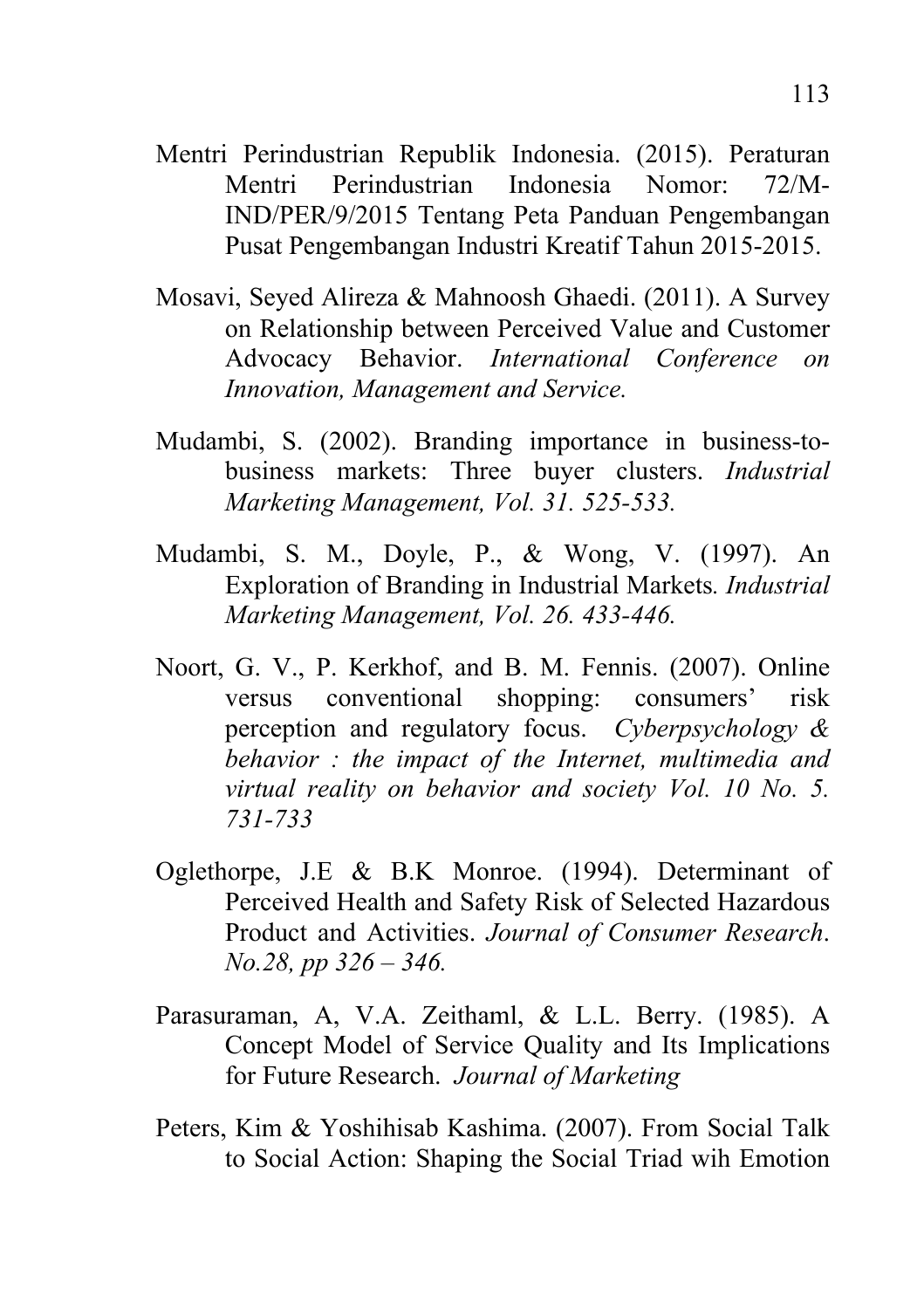Mentri Perindustrian Republik Indonesia. (2015). Peraturan Mentri Perindustrian Indonesia Nomor: 72/M-IND/PER/9/2015 Tentang Peta Panduan Pengembangan Pusat Pengembangan Industri Kreatif Tahun 2015-2015.

Mosavi, Seyed Alireza & Mahnoosh Ghaedi. (2011). A Survey on Relationship between Perceived Value and Customer Advocacy Behavior. *International Conference on Innovation, Management and Service.*

Mudambi, S. (2002). Branding importance in business-to-business markets: Three buyer clusters. *Industrial Marketing Management, Vol. 31. 525-533.*

Mudambi, S. M., Doyle, P., & Wong, V. (1997). An Exploration of Branding in Industrial Markets. *Industrial Marketing Management, Vol. 26. 433-446.*

Noort, G. V., P. Kerkhof, and B. M. Fennis. (2007). Online versus conventional shopping: consumers' risk perception and regulatory focus. *Cyberpsychology & behavior : the impact of the Internet, multimedia and virtual reality on behavior and society Vol. 10 No. 5. 731-733*

Oglethorpe, J.E & B.K Monroe. (1994). Determinant of Perceived Health and Safety Risk of Selected Hazardous Product and Activities. *Journal of Consumer Research. No.28, pp 326 – 346.*

Parasuraman, A, V.A. Zeithaml, & L.L. Berry. (1985). A Concept Model of Service Quality and Its Implications for Future Research. *Journal of Marketing*

Peters, Kim & Yoshihisab Kashima. (2007). From Social Talk to Social Action: Shaping the Social Triad wih Emotion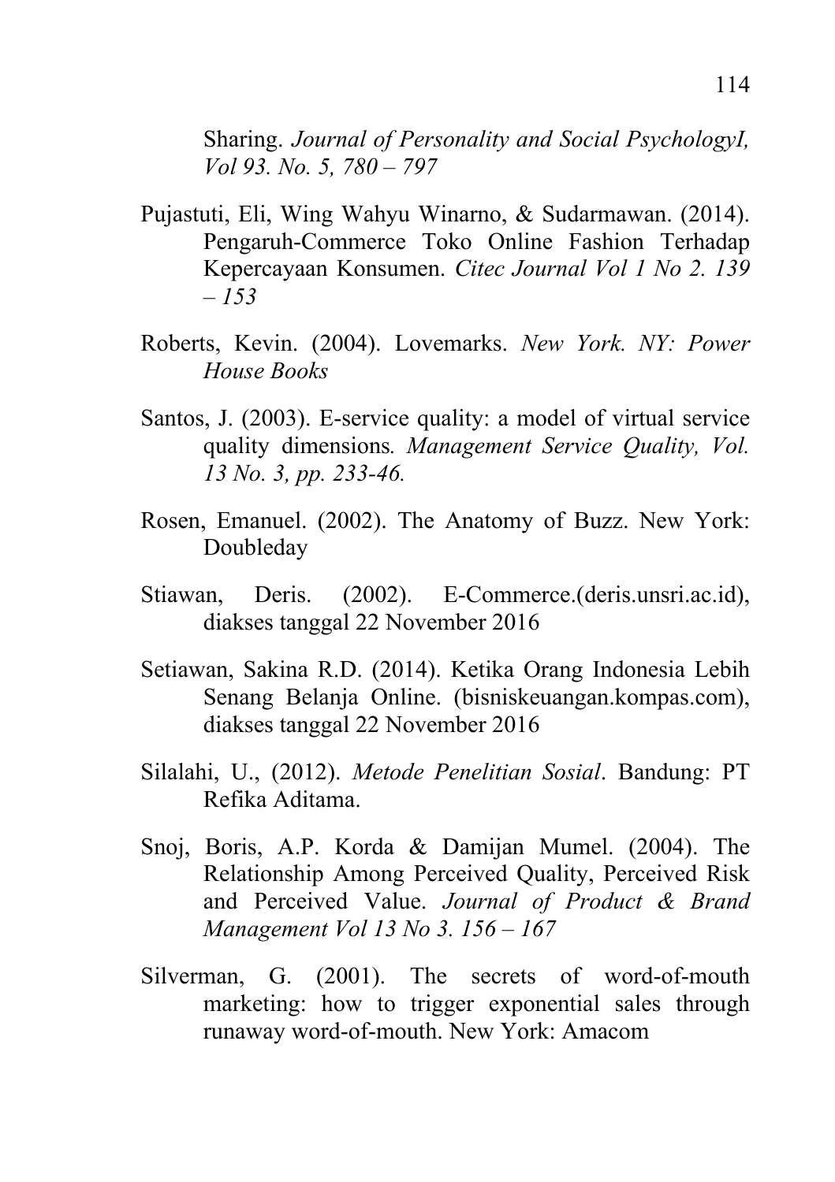Sharing. *Journal of Personality and Social PsychologyI, Vol 93. No. 5, 780 – 797*

Pujastuti, Eli, Wing Wahyu Winarno, & Sudarmawan. (2014). Pengaruh-Commerce Toko Online Fashion Terhadap Kepercayaan Konsumen. *Citec Journal Vol 1 No 2. 139 – 153*

Roberts, Kevin. (2004). Lovemarks. *New York. NY: Power House Books*

Santos, J. (2003). E-service quality: a model of virtual service quality dimensions*. Management Service Quality, Vol. 13 No. 3, pp. 233-46.*

Rosen, Emanuel. (2002). The Anatomy of Buzz. New York: Doubleday

Stiawan, Deris. (2002). E-Commerce.(deris.unsri.ac.id), diakses tanggal 22 November 2016

Setiawan, Sakina R.D. (2014). Ketika Orang Indonesia Lebih Senang Belanja Online. (bisniskeuangan.kompas.com), diakses tanggal 22 November 2016

Silalahi, U., (2012). *Metode Penelitian Sosial*. Bandung: PT Refika Aditama.

Snoj, Boris, A.P. Korda & Damijan Mumel. (2004). The Relationship Among Perceived Quality, Perceived Risk and Perceived Value. *Journal of Product & Brand Management Vol 13 No 3. 156 – 167*

Silverman, G. (2001). The secrets of word-of-mouth marketing: how to trigger exponential sales through runaway word-of-mouth. New York: Amacom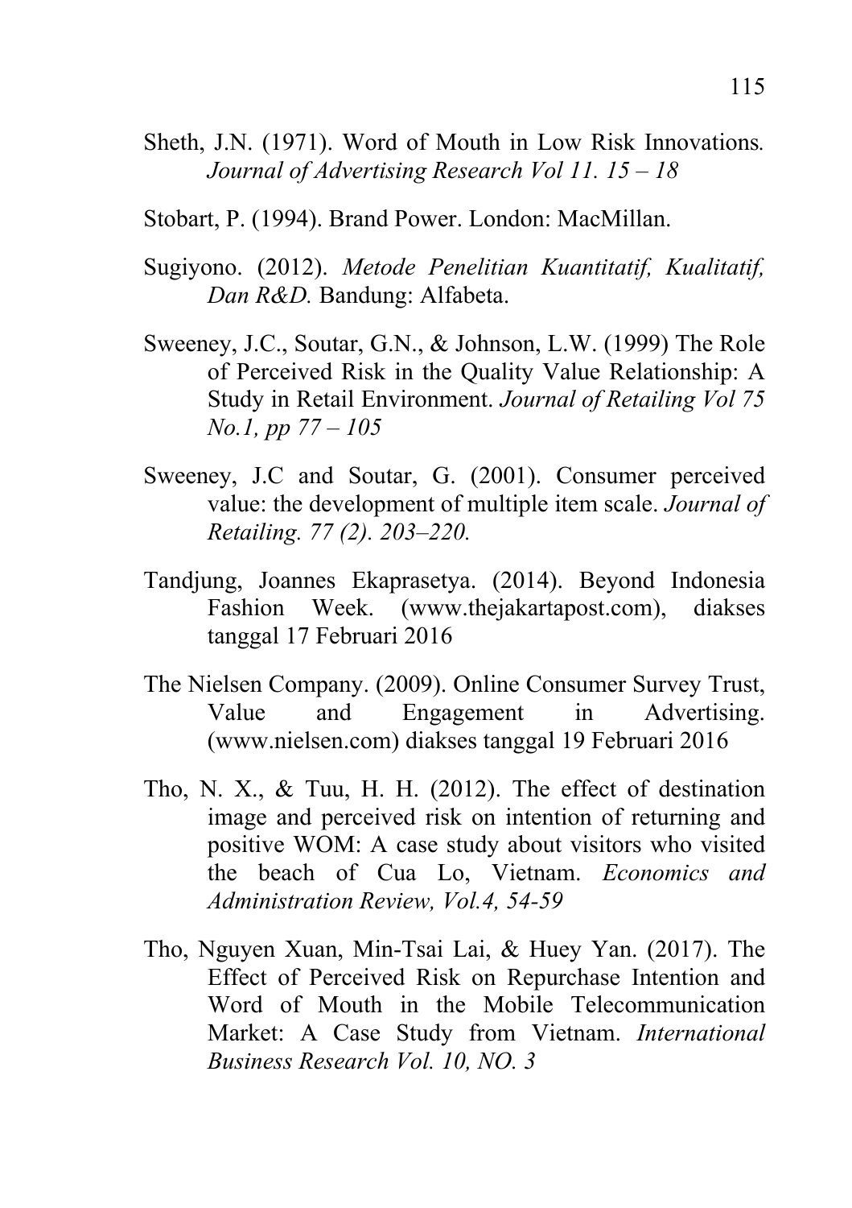Sheth, J.N. (1971). Word of Mouth in Low Risk Innovations. *Journal of Advertising Research Vol 11. 15 – 18*

Stobart, P. (1994). Brand Power. London: MacMillan.

Sugiyono. (2012). *Metode Penelitian Kuantitatif, Kualitatif, Dan R&D.* Bandung: Alfabeta.

Sweeney, J.C., Soutar, G.N., & Johnson, L.W. (1999) The Role of Perceived Risk in the Quality Value Relationship: A Study in Retail Environment. *Journal of Retailing Vol 75 No.1, pp 77 – 105*

Sweeney, J.C and Soutar, G. (2001). Consumer perceived value: the development of multiple item scale. *Journal of Retailing. 77 (2). 203–220.*

Tandjung, Joannes Ekaprasetya. (2014). Beyond Indonesia Fashion Week. (www.thejakartapost.com), diakses tanggal 17 Februari 2016

The Nielsen Company. (2009). Online Consumer Survey Trust, Value and Engagement in Advertising. (www.nielsen.com) diakses tanggal 19 Februari 2016

Tho, N. X., & Tuu, H. H. (2012). The effect of destination image and perceived risk on intention of returning and positive WOM: A case study about visitors who visited the beach of Cua Lo, Vietnam. *Economics and Administration Review, Vol.4, 54-59*

Tho, Nguyen Xuan, Min-Tsai Lai, & Huey Yan. (2017). The Effect of Perceived Risk on Repurchase Intention and Word of Mouth in the Mobile Telecommunication Market: A Case Study from Vietnam. *International Business Research Vol. 10, NO. 3*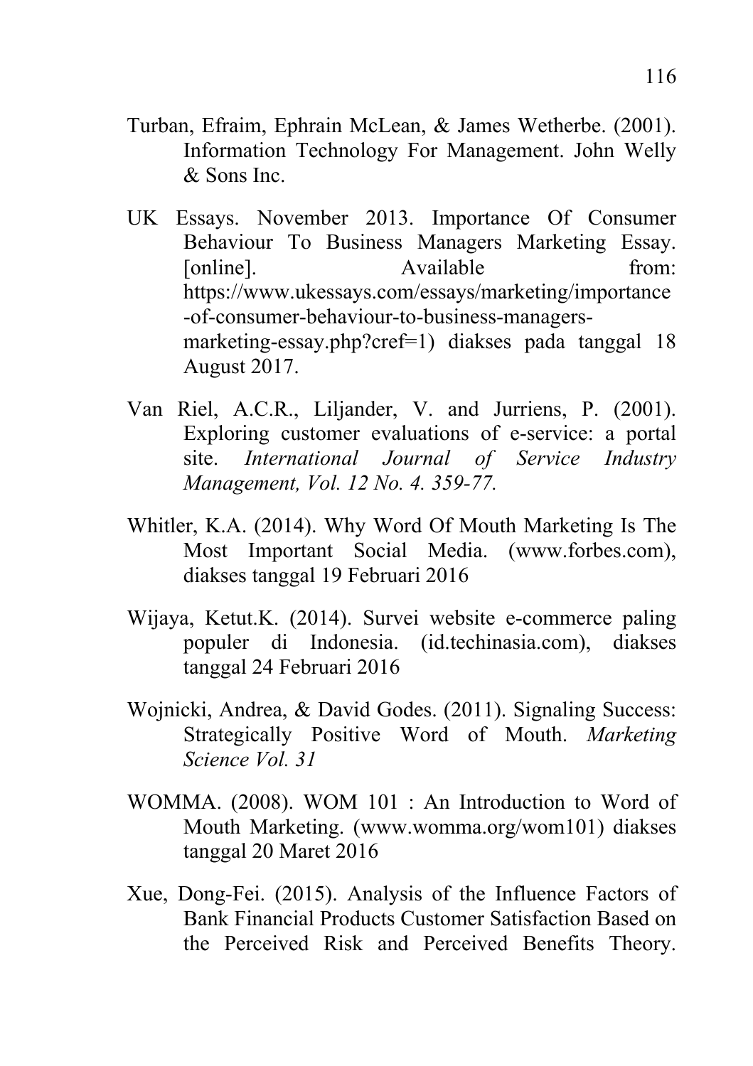Turban, Efraim, Ephrain McLean, & James Wetherbe. (2001). Information Technology For Management. John Welly & Sons Inc.

UK Essays. November 2013. Importance Of Consumer Behaviour To Business Managers Marketing Essay. [online]. Available from: https://www.ukessays.com/essays/marketing/importance-of-consumer-behaviour-to-business-managers-marketing-essay.php?cref=1) diakses pada tanggal 18 August 2017.

Van Riel, A.C.R., Liljander, V. and Jurriens, P. (2001). Exploring customer evaluations of e-service: a portal site. *International Journal of Service Industry Management, Vol. 12 No. 4. 359-77.*

Whitler, K.A. (2014). Why Word Of Mouth Marketing Is The Most Important Social Media. (www.forbes.com), diakses tanggal 19 Februari 2016

Wijaya, Ketut.K. (2014). Survei website e-commerce paling populer di Indonesia. (id.techinasia.com), diakses tanggal 24 Februari 2016

Wojnicki, Andrea, & David Godes. (2011). Signaling Success: Strategically Positive Word of Mouth. *Marketing Science Vol. 31*

WOMMA. (2008). WOM 101 : An Introduction to Word of Mouth Marketing. (www.womma.org/wom101) diakses tanggal 20 Maret 2016

Xue, Dong-Fei. (2015). Analysis of the Influence Factors of Bank Financial Products Customer Satisfaction Based on the Perceived Risk and Perceived Benefits Theory.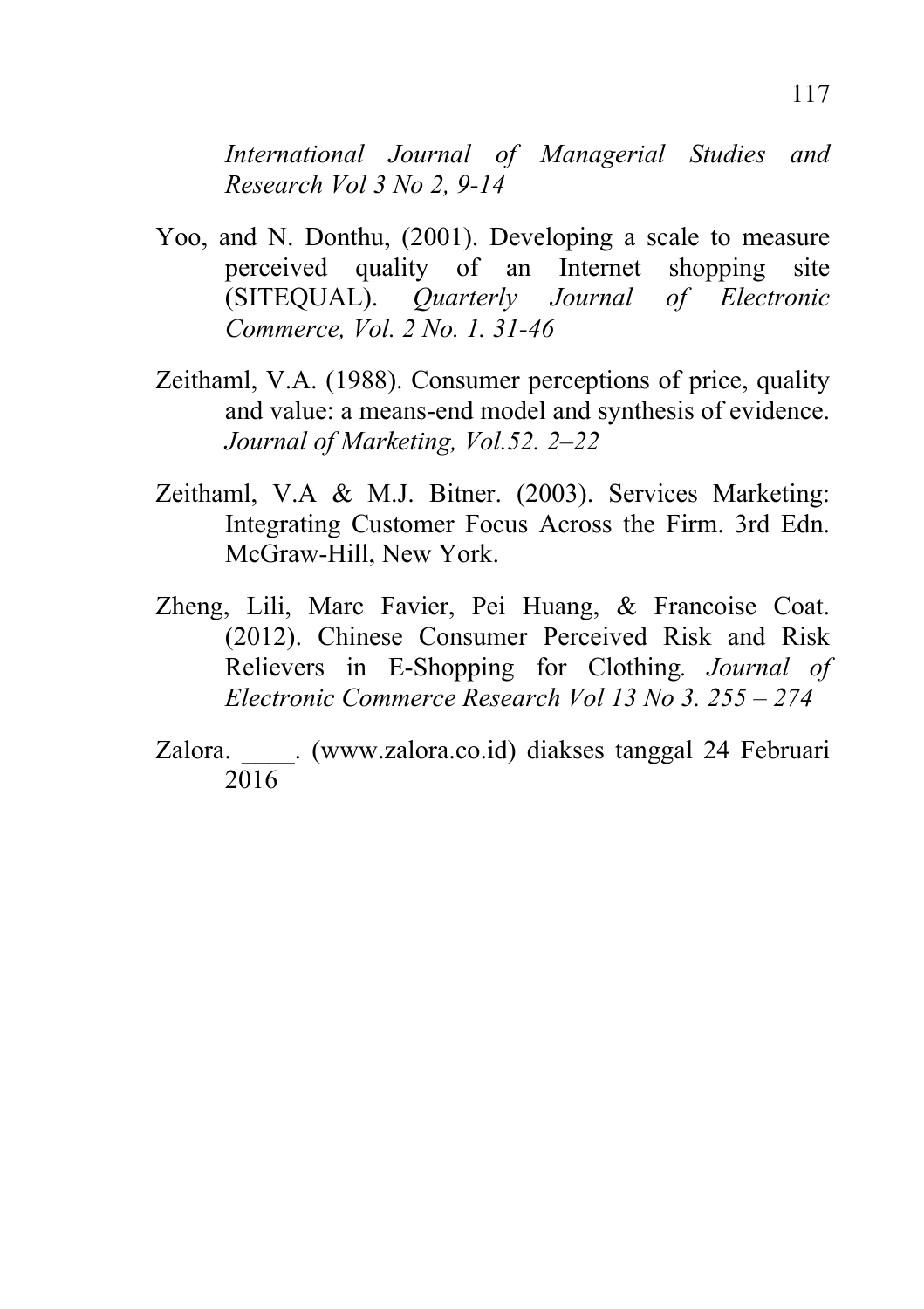*International Journal of Managerial Studies and Research Vol 3 No 2, 9-14*

Yoo, and N. Donthu, (2001). Developing a scale to measure perceived quality of an Internet shopping site (SITEQUAL). *Quarterly Journal of Electronic Commerce, Vol. 2 No. 1. 31-46*

Zeithaml, V.A. (1988). Consumer perceptions of price, quality and value: a means-end model and synthesis of evidence. *Journal of Marketing, Vol.52. 2–22*

Zeithaml, V.A & M.J. Bitner. (2003). Services Marketing: Integrating Customer Focus Across the Firm. 3rd Edn. McGraw-Hill, New York.

Zheng, Lili, Marc Favier, Pei Huang, & Francoise Coat. (2012). Chinese Consumer Perceived Risk and Risk Relievers in E-Shopping for Clothing. *Journal of Electronic Commerce Research Vol 13 No 3. 255 – 274*

Zalora. \_\_\_\_. (www.zalora.co.id) diakses tanggal 24 Februari 2016